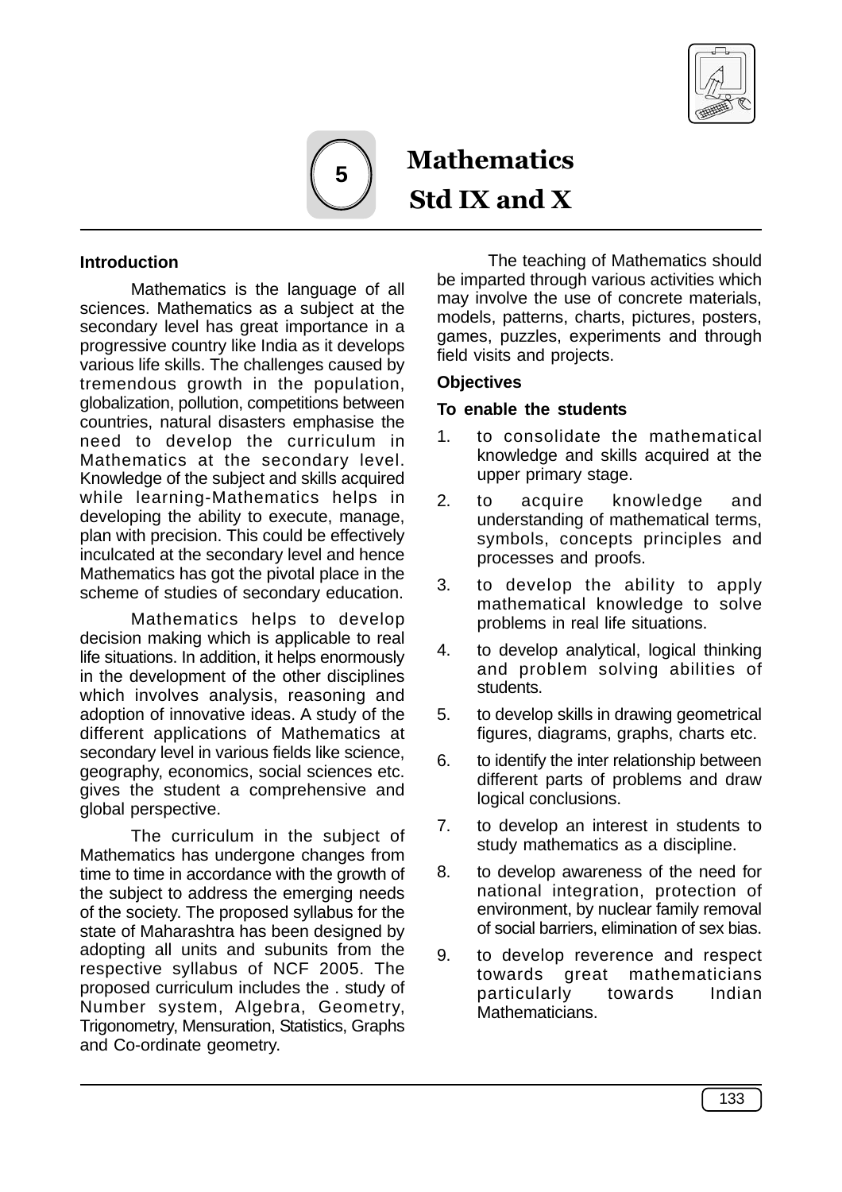# 5 Mathematics Std IX and X

## Introduction

Mathematics is the language of all sciences. Mathematics as a subject at the secondary level has great importance in a progressive country like India as it develops various life skills. The challenges caused by tremendous growth in the population, globalization, pollution, competitions between countries, natural disasters emphasise the need to develop the curriculum in Mathematics at the secondary level. Knowledge of the subject and skills acquired while learning-Mathematics helps in developing the ability to execute, manage, plan with precision. This could be effectively inculcated at the secondary level and hence Mathematics has got the pivotal place in the scheme of studies of secondary education.

Mathematics helps to develop decision making which is applicable to real life situations. In addition, it helps enormously in the development of the other disciplines which involves analysis, reasoning and adoption of innovative ideas. A study of the different applications of Mathematics at secondary level in various fields like science, geography, economics, social sciences etc. gives the student a comprehensive and global perspective.

The curriculum in the subject of Mathematics has undergone changes from time to time in accordance with the growth of the subject to address the emerging needs of the society. The proposed syllabus for the state of Maharashtra has been designed by adopting all units and subunits from the respective syllabus of NCF 2005. The proposed curriculum includes the . study of Number system, Algebra, Geometry, Trigonometry, Mensuration, Statistics, Graphs and Co-ordinate geometry.

The teaching of Mathematics should be imparted through various activities which may involve the use of concrete materials, models, patterns, charts, pictures, posters, games, puzzles, experiments and through field visits and projects.

## Objectives

**To enable the students**

1. to consolidate the mathematical knowledge and skills acquired at the upper primary stage.
2. to acquire knowledge and understanding of mathematical terms, symbols, concepts principles and processes and proofs.
3. to develop the ability to apply mathematical knowledge to solve problems in real life situations.
4. to develop analytical, logical thinking and problem solving abilities of students.
5. to develop skills in drawing geometrical figures, diagrams, graphs, charts etc.
6. to identify the inter relationship between different parts of problems and draw logical conclusions.
7. to develop an interest in students to study mathematics as a discipline.
8. to develop awareness of the need for national integration, protection of environment, by nuclear family removal of social barriers, elimination of sex bias.
9. to develop reverence and respect towards great mathematicians particularly towards Indian Mathematicians.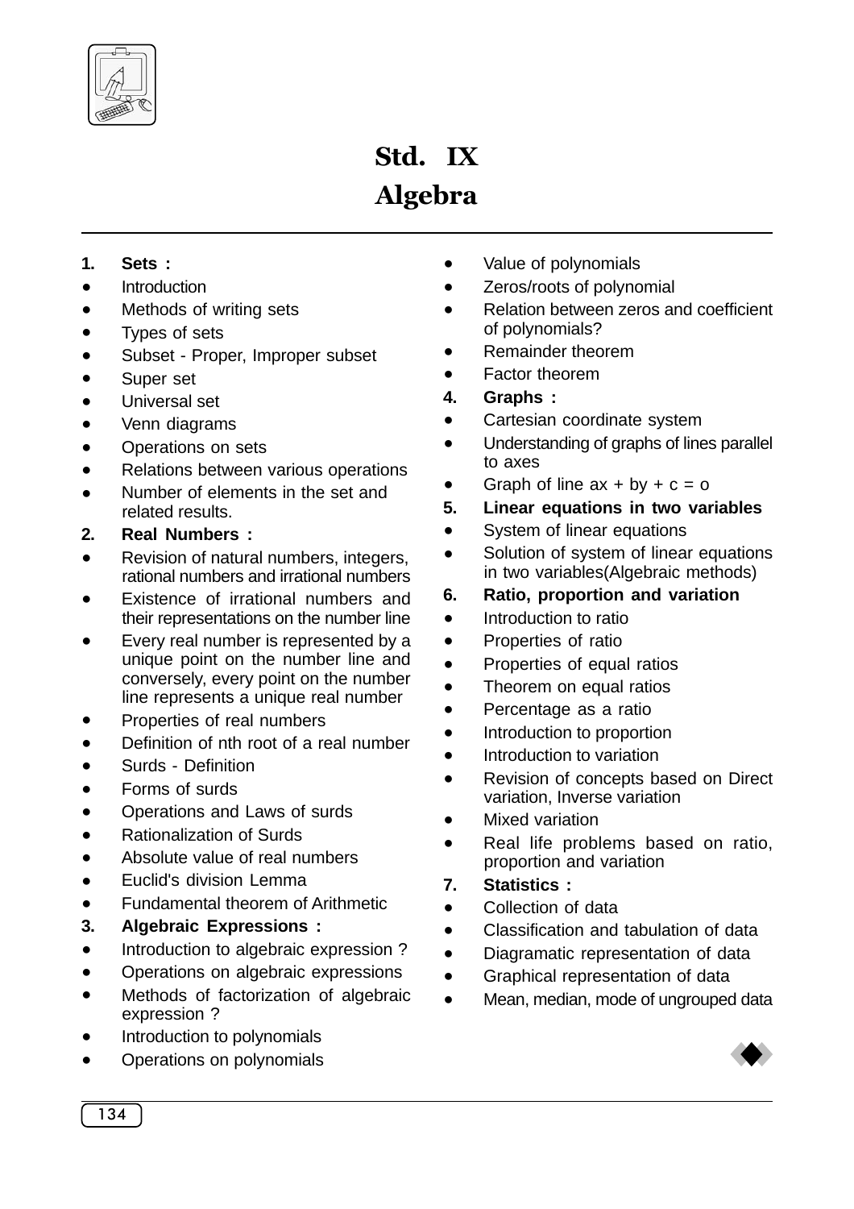# Std. IX

# Algebra

1. **Sets :**
- Introduction
- Methods of writing sets
- Types of sets
- Subset - Proper, Improper subset
- Super set
- Universal set
- Venn diagrams
- Operations on sets
- Relations between various operations
- Number of elements in the set and related results.

2. **Real Numbers :**
- Revision of natural numbers, integers, rational numbers and irrational numbers
- Existence of irrational numbers and their representations on the number line
- Every real number is represented by a unique point on the number line and conversely, every point on the number line represents a unique real number
- Properties of real numbers
- Definition of nth root of a real number
- Surds - Definition
- Forms of surds
- Operations and Laws of surds
- Rationalization of Surds
- Absolute value of real numbers
- Euclid's division Lemma
- Fundamental theorem of Arithmetic

3. **Algebraic Expressions :**
- Introduction to algebraic expression ?
- Operations on algebraic expressions
- Methods of factorization of algebraic expression ?
- Introduction to polynomials
- Operations on polynomials
- Value of polynomials
- Zeros/roots of polynomial
- Relation between zeros and coefficient of polynomials?
- Remainder theorem
- Factor theorem

4. **Graphs :**
- Cartesian coordinate system
- Understanding of graphs of lines parallel to axes
- Graph of line $ax + by + c = o$

5. **Linear equations in two variables**
- System of linear equations
- Solution of system of linear equations in two variables(Algebraic methods)

6. **Ratio, proportion and variation**
- Introduction to ratio
- Properties of ratio
- Properties of equal ratios
- Theorem on equal ratios
- Percentage as a ratio
- Introduction to proportion
- Introduction to variation
- Revision of concepts based on Direct variation, Inverse variation
- Mixed variation
- Real life problems based on ratio, proportion and variation

7. **Statistics :**
- Collection of data
- Classification and tabulation of data
- Diagramatic representation of data
- Graphical representation of data
- Mean, median, mode of ungrouped data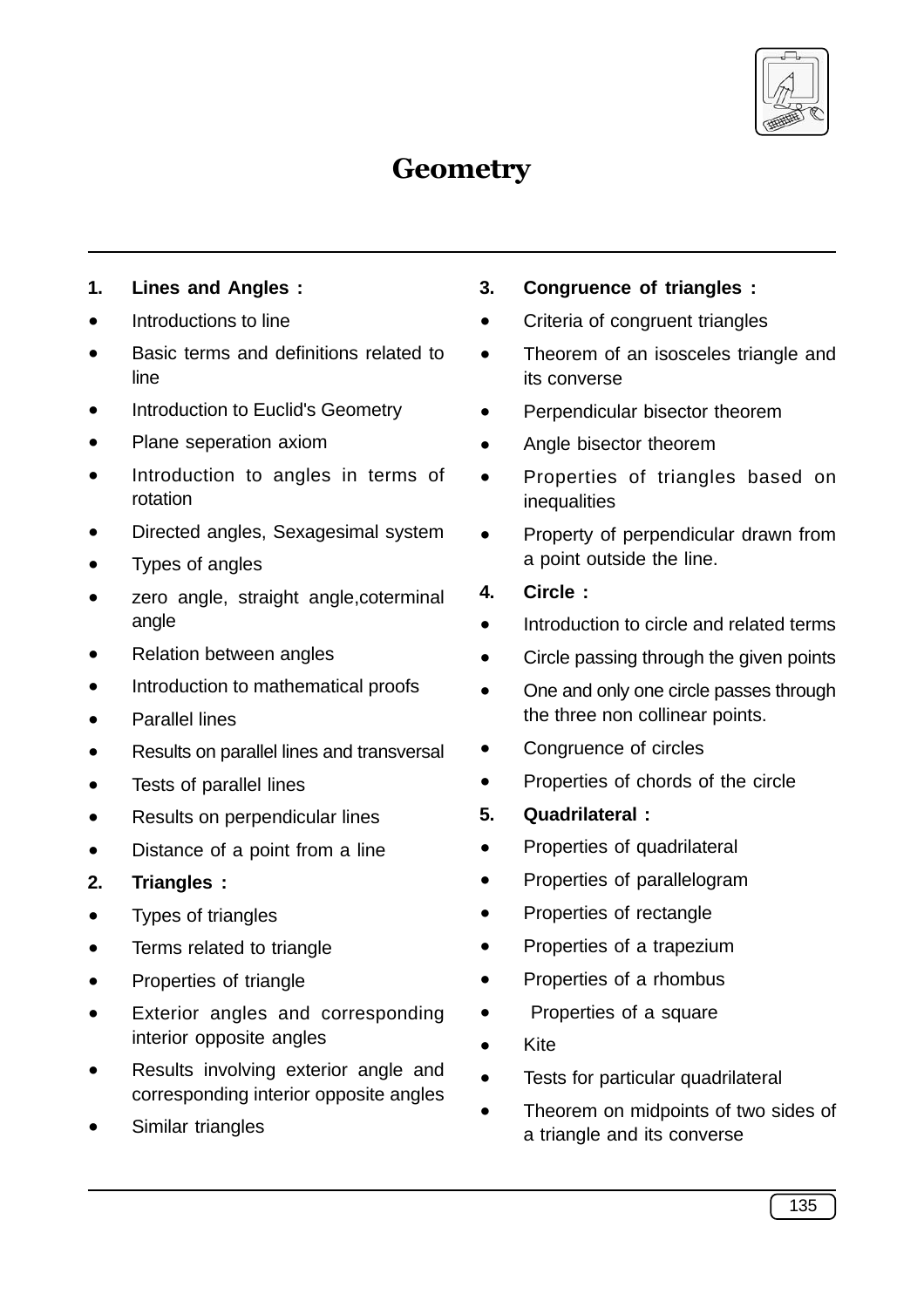# Geometry

**1. Lines and Angles :**

- Introductions to line
- Basic terms and definitions related to line
- Introduction to Euclid's Geometry
- Plane seperation axiom
- Introduction to angles in terms of rotation
- Directed angles, Sexagesimal system
- Types of angles
- zero angle, straight angle,coterminal angle
- Relation between angles
- Introduction to mathematical proofs
- Parallel lines
- Results on parallel lines and transversal
- Tests of parallel lines
- Results on perpendicular lines
- Distance of a point from a line

**2. Triangles :**

- Types of triangles
- Terms related to triangle
- Properties of triangle
- Exterior angles and corresponding interior opposite angles
- Results involving exterior angle and corresponding interior opposite angles
- Similar triangles

**3. Congruence of triangles :**

- Criteria of congruent triangles
- Theorem of an isosceles triangle and its converse
- Perpendicular bisector theorem
- Angle bisector theorem
- Properties of triangles based on inequalities
- Property of perpendicular drawn from a point outside the line.

**4. Circle :**

- Introduction to circle and related terms
- Circle passing through the given points
- One and only one circle passes through the three non collinear points.
- Congruence of circles
- Properties of chords of the circle

**5. Quadrilateral :**

- Properties of quadrilateral
- Properties of parallelogram
- Properties of rectangle
- Properties of a trapezium
- Properties of a rhombus
- Properties of a square
- Kite
- Tests for particular quadrilateral
- Theorem on midpoints of two sides of a triangle and its converse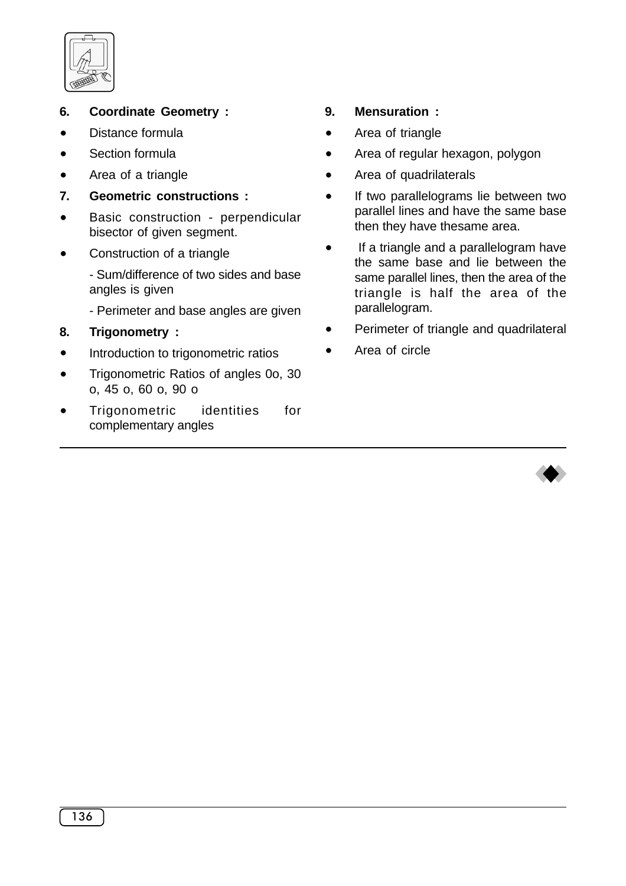**6. Coordinate Geometry :**

- Distance formula
- Section formula
- Area of a triangle

**7. Geometric constructions :**

- Basic construction - perpendicular bisector of given segment.
- Construction of a triangle

  - Sum/difference of two sides and base angles is given

  - Perimeter and base angles are given

**8. Trigonometry :**

- Introduction to trigonometric ratios
- Trigonometric Ratios of angles 0o, 30 o, 45 o, 60 o, 90 o
- Trigonometric identities for complementary angles

**9. Mensuration :**

- Area of triangle
- Area of regular hexagon, polygon
- Area of quadrilaterals
- If two parallelograms lie between two parallel lines and have the same base then they have thesame area.
- If a triangle and a parallelogram have the same base and lie between the same parallel lines, then the area of the triangle is half the area of the parallelogram.
- Perimeter of triangle and quadrilateral
- Area of circle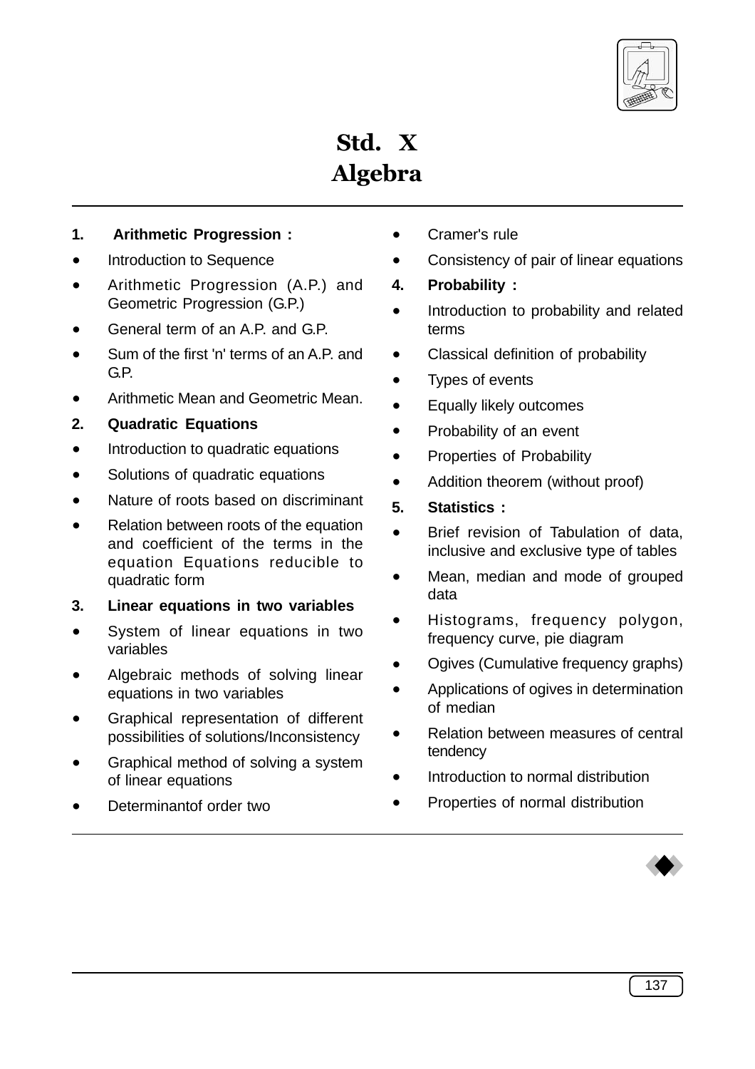# Std. X
# Algebra

**1. Arithmetic Progression :**

- Introduction to Sequence
- Arithmetic Progression (A.P.) and Geometric Progression (G.P.)
- General term of an A.P. and G.P.
- Sum of the first 'n' terms of an A.P. and G.P.
- Arithmetic Mean and Geometric Mean.

**2. Quadratic Equations**

- Introduction to quadratic equations
- Solutions of quadratic equations
- Nature of roots based on discriminant
- Relation between roots of the equation and coefficient of the terms in the equation Equations reducible to quadratic form

**3. Linear equations in two variables**

- System of linear equations in two variables
- Algebraic methods of solving linear equations in two variables
- Graphical representation of different possibilities of solutions/Inconsistency
- Graphical method of solving a system of linear equations
- Determinantof order two
- Cramer's rule
- Consistency of pair of linear equations

**4. Probability :**

- Introduction to probability and related terms
- Classical definition of probability
- Types of events
- Equally likely outcomes
- Probability of an event
- Properties of Probability
- Addition theorem (without proof)

**5. Statistics :**

- Brief revision of Tabulation of data, inclusive and exclusive type of tables
- Mean, median and mode of grouped data
- Histograms, frequency polygon, frequency curve, pie diagram
- Ogives (Cumulative frequency graphs)
- Applications of ogives in determination of median
- Relation between measures of central tendency
- Introduction to normal distribution
- Properties of normal distribution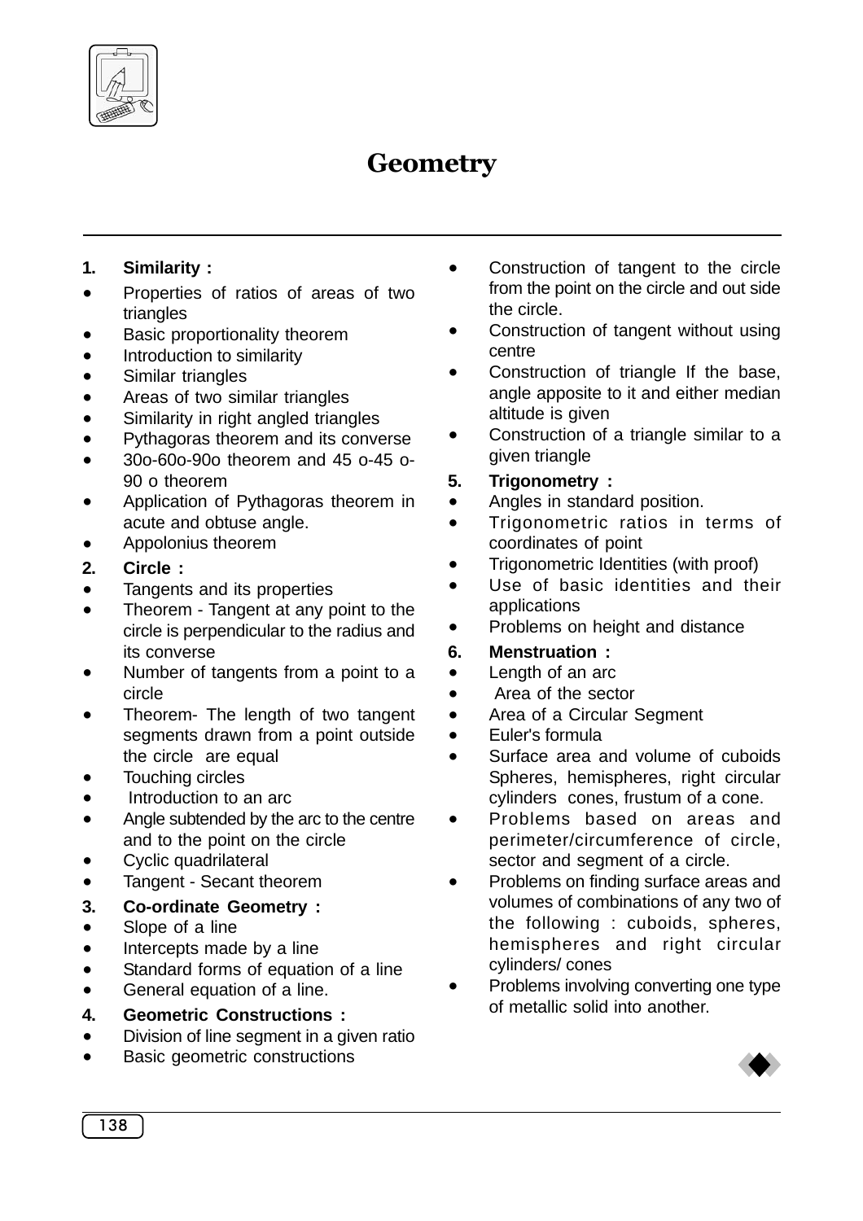# Geometry

**1. Similarity :**

- Properties of ratios of areas of two triangles
- Basic proportionality theorem
- Introduction to similarity
- Similar triangles
- Areas of two similar triangles
- Similarity in right angled triangles
- Pythagoras theorem and its converse
- 30o-60o-90o theorem and 45 o-45 o-90 o theorem
- Application of Pythagoras theorem in acute and obtuse angle.
- Appolonius theorem

**2. Circle :**

- Tangents and its properties
- Theorem - Tangent at any point to the circle is perpendicular to the radius and its converse
- Number of tangents from a point to a circle
- Theorem- The length of two tangent segments drawn from a point outside the circle are equal
- Touching circles
- Introduction to an arc
- Angle subtended by the arc to the centre and to the point on the circle
- Cyclic quadrilateral
- Tangent - Secant theorem

**3. Co-ordinate Geometry :**

- Slope of a line
- Intercepts made by a line
- Standard forms of equation of a line
- General equation of a line.

**4. Geometric Constructions :**

- Division of line segment in a given ratio
- Basic geometric constructions
- Construction of tangent to the circle from the point on the circle and out side the circle.
- Construction of tangent without using centre
- Construction of triangle If the base, angle apposite to it and either median altitude is given
- Construction of a triangle similar to a given triangle

**5. Trigonometry :**

- Angles in standard position.
- Trigonometric ratios in terms of coordinates of point
- Trigonometric Identities (with proof)
- Use of basic identities and their applications
- Problems on height and distance

**6. Menstruation :**

- Length of an arc
- Area of the sector
- Area of a Circular Segment
- Euler's formula
- Surface area and volume of cuboids Spheres, hemispheres, right circular cylinders cones, frustum of a cone.
- Problems based on areas and perimeter/circumference of circle, sector and segment of a circle.
- Problems on finding surface areas and volumes of combinations of any two of the following : cuboids, spheres, hemispheres and right circular cylinders/ cones
- Problems involving converting one type of metallic solid into another.